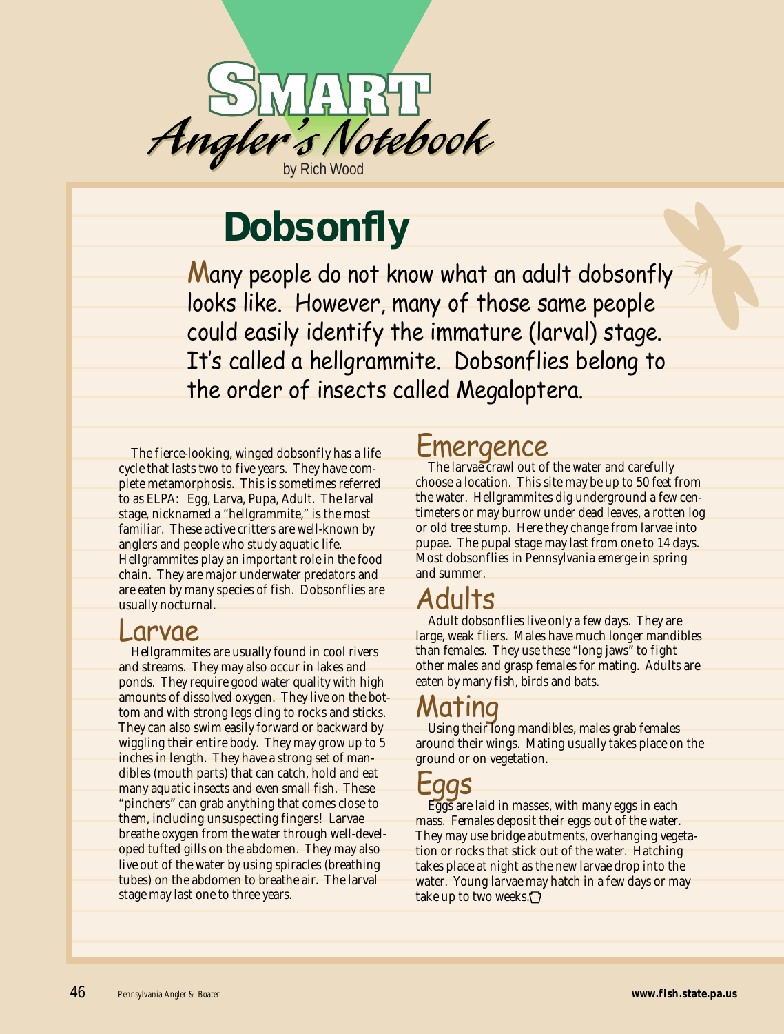# Smart Angler's Notebook

by Rich Wood

## Dobsonfly

Many people do not know what an adult dobsonfly looks like. However, many of those same people could easily identify the immature (larval) stage. It's called a hellgrammite. Dobsonflies belong to the order of insects called Megaloptera.

The fierce-looking, winged dobsonfly has a life cycle that lasts two to five years. They have complete metamorphosis. This is sometimes referred to as ELPA: Egg, Larva, Pupa, Adult. The larval stage, nicknamed a "hellgrammite," is the most familiar. These active critters are well-known by anglers and people who study aquatic life. Hellgrammites play an important role in the food chain. They are major underwater predators and are eaten by many species of fish. Dobsonflies are usually nocturnal.

### Larvae

Hellgrammites are usually found in cool rivers and streams. They may also occur in lakes and ponds. They require good water quality with high amounts of dissolved oxygen. They live on the bottom and with strong legs cling to rocks and sticks. They can also swim easily forward or backward by wiggling their entire body. They may grow up to 5 inches in length. They have a strong set of mandibles (mouth parts) that can catch, hold and eat many aquatic insects and even small fish. These "pinchers" can grab anything that comes close to them, including unsuspecting fingers! Larvae breathe oxygen from the water through well-developed tufted gills on the abdomen. They may also live out of the water by using spiracles (breathing tubes) on the abdomen to breathe air. The larval stage may last one to three years.

### Emergence

The larvae crawl out of the water and carefully choose a location. This site may be up to 50 feet from the water. Hellgrammites dig underground a few centimeters or may burrow under dead leaves, a rotten log or old tree stump. Here they change from larvae into pupae. The pupal stage may last from one to 14 days. Most dobsonflies in Pennsylvania emerge in spring and summer.

### Adults

Adult dobsonflies live only a few days. They are large, weak fliers. Males have much longer mandibles than females. They use these "long jaws" to fight other males and grasp females for mating. Adults are eaten by many fish, birds and bats.

### Mating

Using their long mandibles, males grab females around their wings. Mating usually takes place on the ground or on vegetation.

### Eggs

Eggs are laid in masses, with many eggs in each mass. Females deposit their eggs out of the water. They may use bridge abutments, overhanging vegetation or rocks that stick out of the water. Hatching takes place at night as the new larvae drop into the water. Young larvae may hatch in a few days or may take up to two weeks.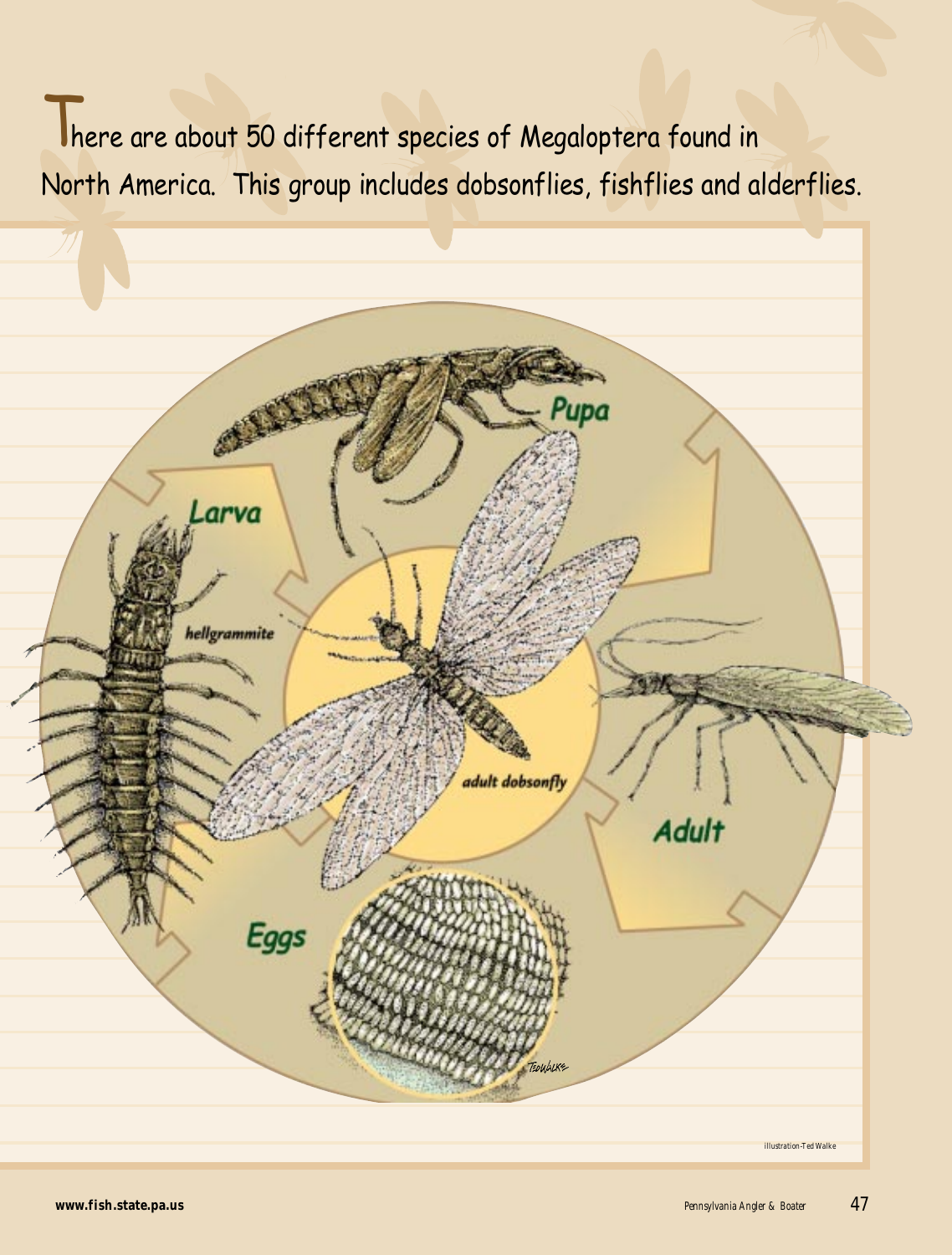There are about 50 different species of Megaloptera found in North America. This group includes dobsonflies, fishflies and alderflies.

Pupa

Larva

hellgrammite

adult dobsonfly

Adult

Eggs

illustration-Ted Walke